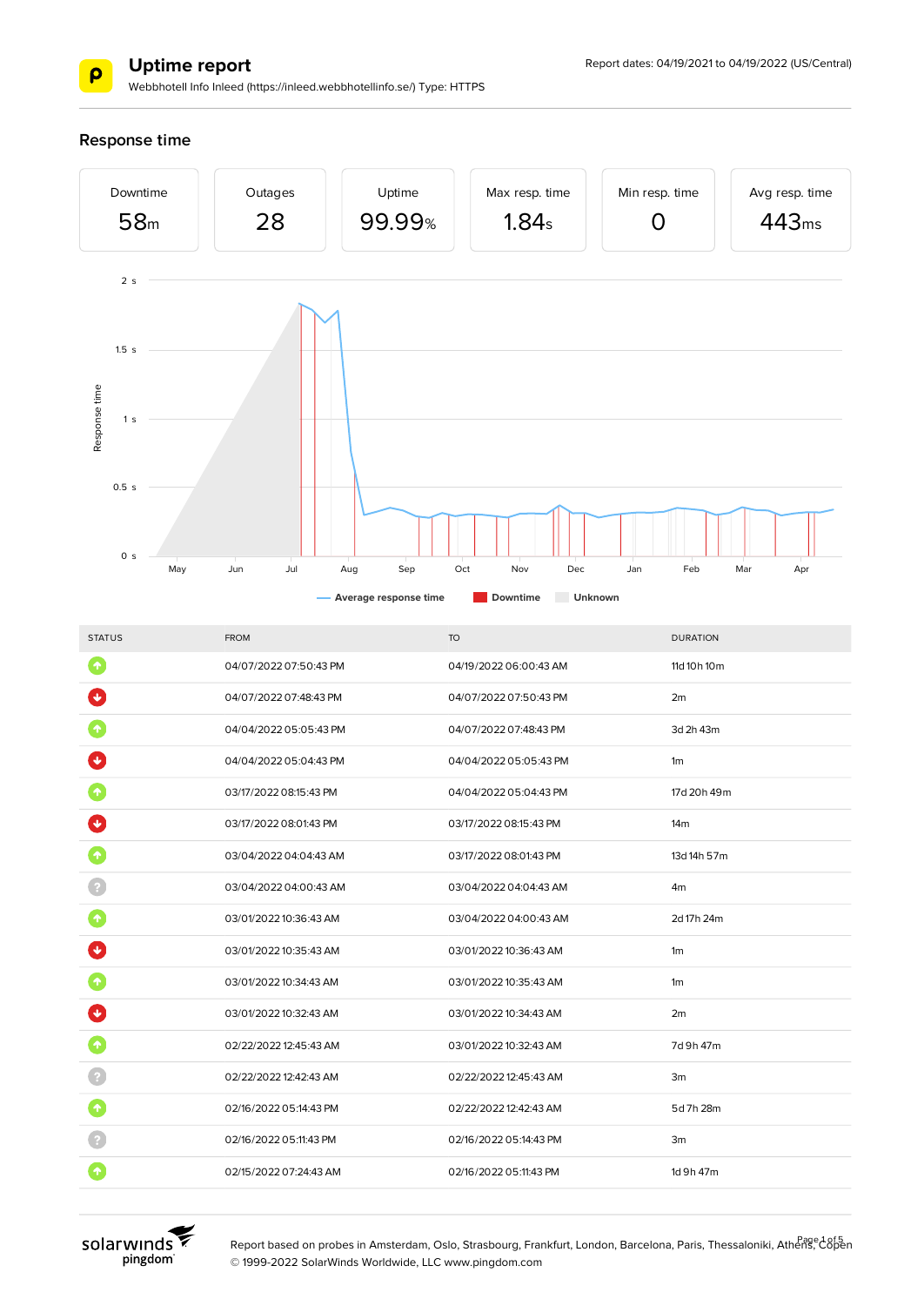# Uptime report

Webbhotell Info Inleed (https://inleed.webbhotellinfo.se/) Type: HTTPS

Report dates: 04/19/2021 to 04/19/2022 (US/Central)

## Response time

| Downtime | Outages | Uptime | Max resp. time | Min resp. time | Avg resp. time |
|---|---|---|---|---|---|
| 58m | 28 | 99.99% | 1.84s | 0 | 443ms |

| STATUS | FROM | TO | DURATION |
|---|---|---|---|
| up | 04/07/2022 07:50:43 PM | 04/19/2022 06:00:43 AM | 11d 10h 10m |
| down | 04/07/2022 07:48:43 PM | 04/07/2022 07:50:43 PM | 2m |
| up | 04/04/2022 05:05:43 PM | 04/07/2022 07:48:43 PM | 3d 2h 43m |
| down | 04/04/2022 05:04:43 PM | 04/04/2022 05:05:43 PM | 1m |
| up | 03/17/2022 08:15:43 PM | 04/04/2022 05:04:43 PM | 17d 20h 49m |
| down | 03/17/2022 08:01:43 PM | 03/17/2022 08:15:43 PM | 14m |
| up | 03/04/2022 04:04:43 AM | 03/17/2022 08:01:43 PM | 13d 14h 57m |
| unknown | 03/04/2022 04:00:43 AM | 03/04/2022 04:04:43 AM | 4m |
| up | 03/01/2022 10:36:43 AM | 03/04/2022 04:00:43 AM | 2d 17h 24m |
| down | 03/01/2022 10:35:43 AM | 03/01/2022 10:36:43 AM | 1m |
| up | 03/01/2022 10:34:43 AM | 03/01/2022 10:35:43 AM | 1m |
| down | 03/01/2022 10:32:43 AM | 03/01/2022 10:34:43 AM | 2m |
| up | 02/22/2022 12:45:43 AM | 03/01/2022 10:32:43 AM | 7d 9h 47m |
| unknown | 02/22/2022 12:42:43 AM | 02/22/2022 12:45:43 AM | 3m |
| up | 02/16/2022 05:14:43 PM | 02/22/2022 12:42:43 AM | 5d 7h 28m |
| unknown | 02/16/2022 05:11:43 PM | 02/16/2022 05:14:43 PM | 3m |
| up | 02/15/2022 07:24:43 AM | 02/16/2022 05:11:43 PM | 1d 9h 47m |

Report based on probes in Amsterdam, Oslo, Strasbourg, Frankfurt, London, Barcelona, Paris, Thessaloniki, Athens, Copen

© 1999-2022 SolarWinds Worldwide, LLC www.pingdom.com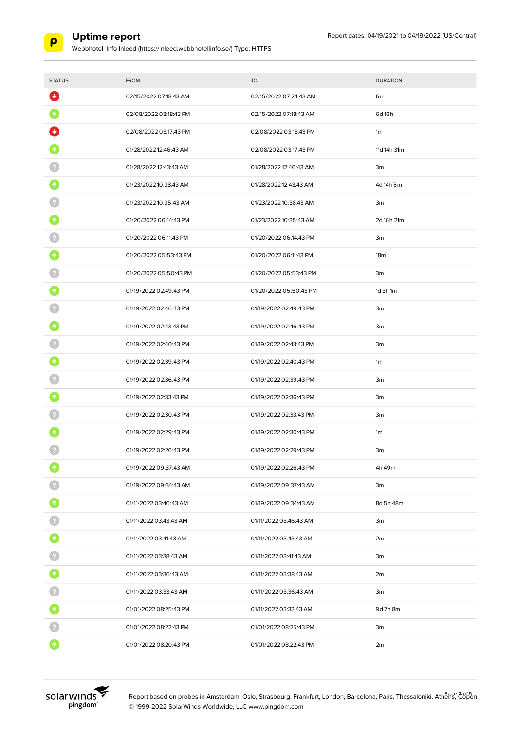# Uptime report

Webbhotell Info Inleed (https://inleed.webbhotellinfo.se/) Type: HTTPS

Report dates: 04/19/2021 to 04/19/2022 (US/Central)

| STATUS | FROM | TO | DURATION |
|---|---|---|---|
| down | 02/15/2022 07:18:43 AM | 02/15/2022 07:24:43 AM | 6m |
| up | 02/08/2022 03:18:43 PM | 02/15/2022 07:18:43 AM | 6d 16h |
| down | 02/08/2022 03:17:43 PM | 02/08/2022 03:18:43 PM | 1m |
| up | 01/28/2022 12:46:43 AM | 02/08/2022 03:17:43 PM | 11d 14h 31m |
| unknown | 01/28/2022 12:43:43 AM | 01/28/2022 12:46:43 AM | 3m |
| up | 01/23/2022 10:38:43 AM | 01/28/2022 12:43:43 AM | 4d 14h 5m |
| unknown | 01/23/2022 10:35:43 AM | 01/23/2022 10:38:43 AM | 3m |
| up | 01/20/2022 06:14:43 PM | 01/23/2022 10:35:43 AM | 2d 16h 21m |
| unknown | 01/20/2022 06:11:43 PM | 01/20/2022 06:14:43 PM | 3m |
| up | 01/20/2022 05:53:43 PM | 01/20/2022 06:11:43 PM | 18m |
| unknown | 01/20/2022 05:50:43 PM | 01/20/2022 05:53:43 PM | 3m |
| up | 01/19/2022 02:49:43 PM | 01/20/2022 05:50:43 PM | 1d 3h 1m |
| unknown | 01/19/2022 02:46:43 PM | 01/19/2022 02:49:43 PM | 3m |
| up | 01/19/2022 02:43:43 PM | 01/19/2022 02:46:43 PM | 3m |
| unknown | 01/19/2022 02:40:43 PM | 01/19/2022 02:43:43 PM | 3m |
| up | 01/19/2022 02:39:43 PM | 01/19/2022 02:40:43 PM | 1m |
| unknown | 01/19/2022 02:36:43 PM | 01/19/2022 02:39:43 PM | 3m |
| up | 01/19/2022 02:33:43 PM | 01/19/2022 02:36:43 PM | 3m |
| unknown | 01/19/2022 02:30:43 PM | 01/19/2022 02:33:43 PM | 3m |
| up | 01/19/2022 02:29:43 PM | 01/19/2022 02:30:43 PM | 1m |
| unknown | 01/19/2022 02:26:43 PM | 01/19/2022 02:29:43 PM | 3m |
| up | 01/19/2022 09:37:43 AM | 01/19/2022 02:26:43 PM | 4h 49m |
| unknown | 01/19/2022 09:34:43 AM | 01/19/2022 09:37:43 AM | 3m |
| up | 01/11/2022 03:46:43 AM | 01/19/2022 09:34:43 AM | 8d 5h 48m |
| unknown | 01/11/2022 03:43:43 AM | 01/11/2022 03:46:43 AM | 3m |
| up | 01/11/2022 03:41:43 AM | 01/11/2022 03:43:43 AM | 2m |
| unknown | 01/11/2022 03:38:43 AM | 01/11/2022 03:41:43 AM | 3m |
| up | 01/11/2022 03:36:43 AM | 01/11/2022 03:38:43 AM | 2m |
| unknown | 01/11/2022 03:33:43 AM | 01/11/2022 03:36:43 AM | 3m |
| up | 01/01/2022 08:25:43 PM | 01/11/2022 03:33:43 AM | 9d 7h 8m |
| unknown | 01/01/2022 08:22:43 PM | 01/01/2022 08:25:43 PM | 3m |
| up | 01/01/2022 08:20:43 PM | 01/01/2022 08:22:43 PM | 2m |

Report based on probes in Amsterdam, Oslo, Strasbourg, Frankfurt, London, Barcelona, Paris, Thessaloniki, Athens, Copen

© 1999-2022 SolarWinds Worldwide, LLC www.pingdom.com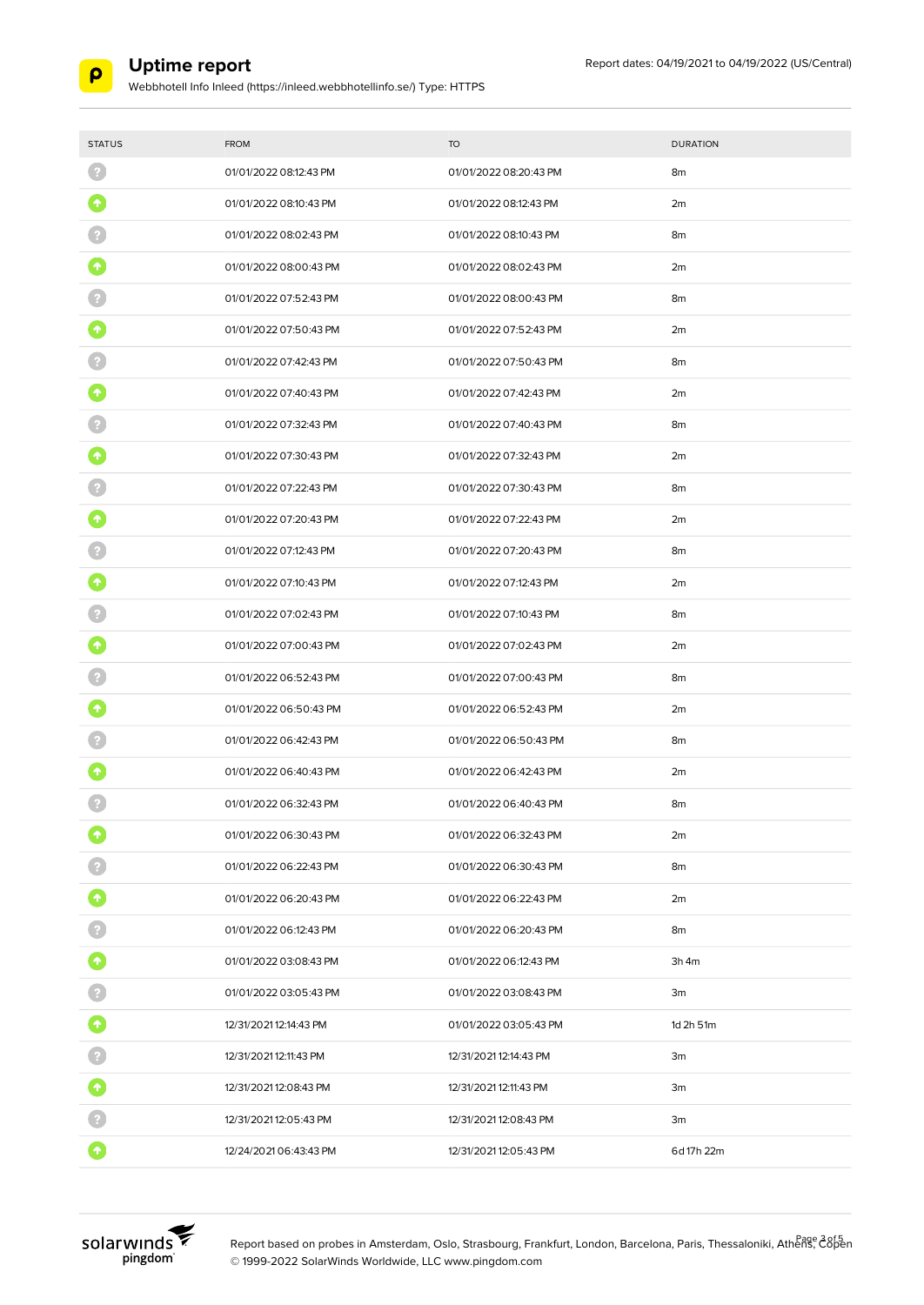# Uptime report

Webbhotell Info Inleed (https://inleed.webbhotellinfo.se/) Type: HTTPS

Report dates: 04/19/2021 to 04/19/2022 (US/Central)

| STATUS | FROM | TO | DURATION |
|---|---|---|---|
| ? | 01/01/2022 08:12:43 PM | 01/01/2022 08:20:43 PM | 8m |
| ↑ | 01/01/2022 08:10:43 PM | 01/01/2022 08:12:43 PM | 2m |
| ? | 01/01/2022 08:02:43 PM | 01/01/2022 08:10:43 PM | 8m |
| ↑ | 01/01/2022 08:00:43 PM | 01/01/2022 08:02:43 PM | 2m |
| ? | 01/01/2022 07:52:43 PM | 01/01/2022 08:00:43 PM | 8m |
| ↑ | 01/01/2022 07:50:43 PM | 01/01/2022 07:52:43 PM | 2m |
| ? | 01/01/2022 07:42:43 PM | 01/01/2022 07:50:43 PM | 8m |
| ↑ | 01/01/2022 07:40:43 PM | 01/01/2022 07:42:43 PM | 2m |
| ? | 01/01/2022 07:32:43 PM | 01/01/2022 07:40:43 PM | 8m |
| ↑ | 01/01/2022 07:30:43 PM | 01/01/2022 07:32:43 PM | 2m |
| ? | 01/01/2022 07:22:43 PM | 01/01/2022 07:30:43 PM | 8m |
| ↑ | 01/01/2022 07:20:43 PM | 01/01/2022 07:22:43 PM | 2m |
| ? | 01/01/2022 07:12:43 PM | 01/01/2022 07:20:43 PM | 8m |
| ↑ | 01/01/2022 07:10:43 PM | 01/01/2022 07:12:43 PM | 2m |
| ? | 01/01/2022 07:02:43 PM | 01/01/2022 07:10:43 PM | 8m |
| ↑ | 01/01/2022 07:00:43 PM | 01/01/2022 07:02:43 PM | 2m |
| ? | 01/01/2022 06:52:43 PM | 01/01/2022 07:00:43 PM | 8m |
| ↑ | 01/01/2022 06:50:43 PM | 01/01/2022 06:52:43 PM | 2m |
| ? | 01/01/2022 06:42:43 PM | 01/01/2022 06:50:43 PM | 8m |
| ↑ | 01/01/2022 06:40:43 PM | 01/01/2022 06:42:43 PM | 2m |
| ? | 01/01/2022 06:32:43 PM | 01/01/2022 06:40:43 PM | 8m |
| ↑ | 01/01/2022 06:30:43 PM | 01/01/2022 06:32:43 PM | 2m |
| ? | 01/01/2022 06:22:43 PM | 01/01/2022 06:30:43 PM | 8m |
| ↑ | 01/01/2022 06:20:43 PM | 01/01/2022 06:22:43 PM | 2m |
| ? | 01/01/2022 06:12:43 PM | 01/01/2022 06:20:43 PM | 8m |
| ↑ | 01/01/2022 03:08:43 PM | 01/01/2022 06:12:43 PM | 3h 4m |
| ? | 01/01/2022 03:05:43 PM | 01/01/2022 03:08:43 PM | 3m |
| ↑ | 12/31/2021 12:14:43 PM | 01/01/2022 03:05:43 PM | 1d 2h 51m |
| ? | 12/31/2021 12:11:43 PM | 12/31/2021 12:14:43 PM | 3m |
| ↑ | 12/31/2021 12:08:43 PM | 12/31/2021 12:11:43 PM | 3m |
| ? | 12/31/2021 12:05:43 PM | 12/31/2021 12:08:43 PM | 3m |
| ↑ | 12/24/2021 06:43:43 PM | 12/31/2021 12:05:43 PM | 6d 17h 22m |

Report based on probes in Amsterdam, Oslo, Strasbourg, Frankfurt, London, Barcelona, Paris, Thessaloniki, Athens, Copen
© 1999-2022 SolarWinds Worldwide, LLC www.pingdom.com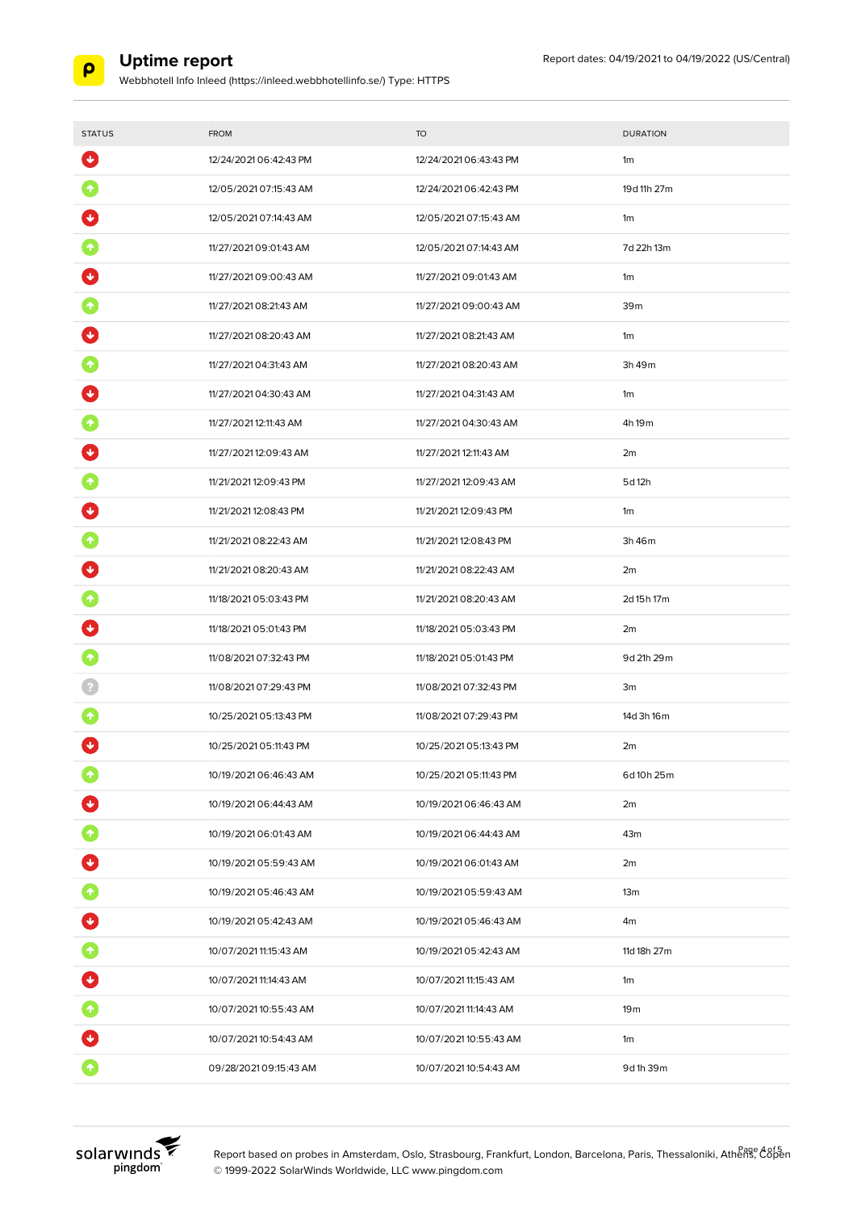# Uptime report

Webbhotell Info Inleed (https://inleed.webbhotellinfo.se/) Type: HTTPS

Report dates: 04/19/2021 to 04/19/2022 (US/Central)

| STATUS | FROM | TO | DURATION |
|---|---|---|---|
| Down | 12/24/2021 06:42:43 PM | 12/24/2021 06:43:43 PM | 1m |
| Up | 12/05/2021 07:15:43 AM | 12/24/2021 06:42:43 PM | 19d 11h 27m |
| Down | 12/05/2021 07:14:43 AM | 12/05/2021 07:15:43 AM | 1m |
| Up | 11/27/2021 09:01:43 AM | 12/05/2021 07:14:43 AM | 7d 22h 13m |
| Down | 11/27/2021 09:00:43 AM | 11/27/2021 09:01:43 AM | 1m |
| Up | 11/27/2021 08:21:43 AM | 11/27/2021 09:00:43 AM | 39m |
| Down | 11/27/2021 08:20:43 AM | 11/27/2021 08:21:43 AM | 1m |
| Up | 11/27/2021 04:31:43 AM | 11/27/2021 08:20:43 AM | 3h 49m |
| Down | 11/27/2021 04:30:43 AM | 11/27/2021 04:31:43 AM | 1m |
| Up | 11/27/2021 12:11:43 AM | 11/27/2021 04:30:43 AM | 4h 19m |
| Down | 11/27/2021 12:09:43 AM | 11/27/2021 12:11:43 AM | 2m |
| Up | 11/21/2021 12:09:43 PM | 11/27/2021 12:09:43 AM | 5d 12h |
| Down | 11/21/2021 12:08:43 PM | 11/21/2021 12:09:43 PM | 1m |
| Up | 11/21/2021 08:22:43 AM | 11/21/2021 12:08:43 PM | 3h 46m |
| Down | 11/21/2021 08:20:43 AM | 11/21/2021 08:22:43 AM | 2m |
| Up | 11/18/2021 05:03:43 PM | 11/21/2021 08:20:43 AM | 2d 15h 17m |
| Down | 11/18/2021 05:01:43 PM | 11/18/2021 05:03:43 PM | 2m |
| Up | 11/08/2021 07:32:43 PM | 11/18/2021 05:01:43 PM | 9d 21h 29m |
| Unknown | 11/08/2021 07:29:43 PM | 11/08/2021 07:32:43 PM | 3m |
| Up | 10/25/2021 05:13:43 PM | 11/08/2021 07:29:43 PM | 14d 3h 16m |
| Down | 10/25/2021 05:11:43 PM | 10/25/2021 05:13:43 PM | 2m |
| Up | 10/19/2021 06:46:43 AM | 10/25/2021 05:11:43 PM | 6d 10h 25m |
| Down | 10/19/2021 06:44:43 AM | 10/19/2021 06:46:43 AM | 2m |
| Up | 10/19/2021 06:01:43 AM | 10/19/2021 06:44:43 AM | 43m |
| Down | 10/19/2021 05:59:43 AM | 10/19/2021 06:01:43 AM | 2m |
| Up | 10/19/2021 05:46:43 AM | 10/19/2021 05:59:43 AM | 13m |
| Down | 10/19/2021 05:42:43 AM | 10/19/2021 05:46:43 AM | 4m |
| Up | 10/07/2021 11:15:43 AM | 10/19/2021 05:42:43 AM | 11d 18h 27m |
| Down | 10/07/2021 11:14:43 AM | 10/07/2021 11:15:43 AM | 1m |
| Up | 10/07/2021 10:55:43 AM | 10/07/2021 11:14:43 AM | 19m |
| Down | 10/07/2021 10:54:43 AM | 10/07/2021 10:55:43 AM | 1m |
| Up | 09/28/2021 09:15:43 AM | 10/07/2021 10:54:43 AM | 9d 1h 39m |

Report based on probes in Amsterdam, Oslo, Strasbourg, Frankfurt, London, Barcelona, Paris, Thessaloniki, Athens, Copen
© 1999-2022 SolarWinds Worldwide, LLC www.pingdom.com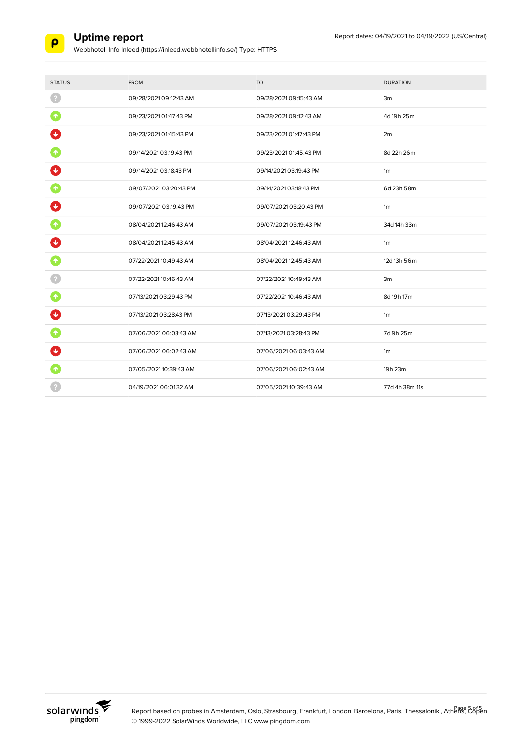# Uptime report

Webbhotell Info Inleed (https://inleed.webbhotellinfo.se/) Type: HTTPS

Report dates: 04/19/2021 to 04/19/2022 (US/Central)

| STATUS | FROM | TO | DURATION |
|---|---|---|---|
| ? | 09/28/2021 09:12:43 AM | 09/28/2021 09:15:43 AM | 3m |
| Up | 09/23/2021 01:47:43 PM | 09/28/2021 09:12:43 AM | 4d 19h 25m |
| Down | 09/23/2021 01:45:43 PM | 09/23/2021 01:47:43 PM | 2m |
| Up | 09/14/2021 03:19:43 PM | 09/23/2021 01:45:43 PM | 8d 22h 26m |
| Down | 09/14/2021 03:18:43 PM | 09/14/2021 03:19:43 PM | 1m |
| Up | 09/07/2021 03:20:43 PM | 09/14/2021 03:18:43 PM | 6d 23h 58m |
| Down | 09/07/2021 03:19:43 PM | 09/07/2021 03:20:43 PM | 1m |
| Up | 08/04/2021 12:46:43 AM | 09/07/2021 03:19:43 PM | 34d 14h 33m |
| Down | 08/04/2021 12:45:43 AM | 08/04/2021 12:46:43 AM | 1m |
| Up | 07/22/2021 10:49:43 AM | 08/04/2021 12:45:43 AM | 12d 13h 56m |
| ? | 07/22/2021 10:46:43 AM | 07/22/2021 10:49:43 AM | 3m |
| Up | 07/13/2021 03:29:43 PM | 07/22/2021 10:46:43 AM | 8d 19h 17m |
| Down | 07/13/2021 03:28:43 PM | 07/13/2021 03:29:43 PM | 1m |
| Up | 07/06/2021 06:03:43 AM | 07/13/2021 03:28:43 PM | 7d 9h 25m |
| Down | 07/06/2021 06:02:43 AM | 07/06/2021 06:03:43 AM | 1m |
| Up | 07/05/2021 10:39:43 AM | 07/06/2021 06:02:43 AM | 19h 23m |
| ? | 04/19/2021 06:01:32 AM | 07/05/2021 10:39:43 AM | 77d 4h 38m 11s |

Report based on probes in Amsterdam, Oslo, Strasbourg, Frankfurt, London, Barcelona, Paris, Thessaloniki, Athens, Copen
© 1999-2022 SolarWinds Worldwide, LLC www.pingdom.com